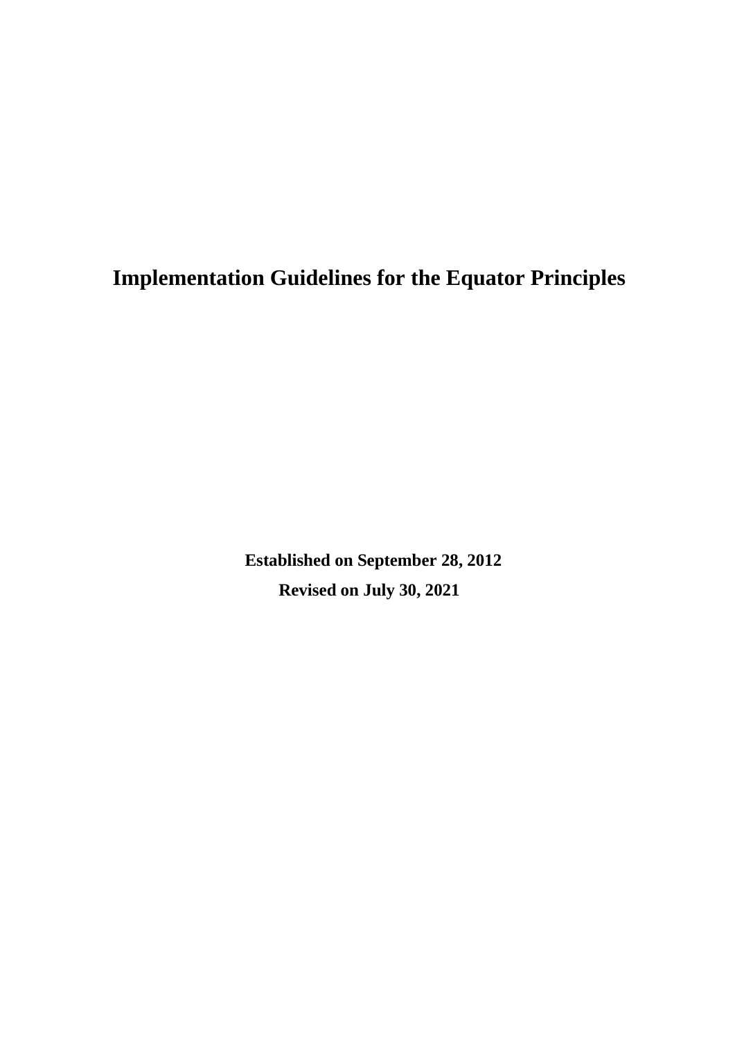# Implementation Guidelines for the Equator Principles

**Established on September 28, 2012**

**Revised on July 30, 2021**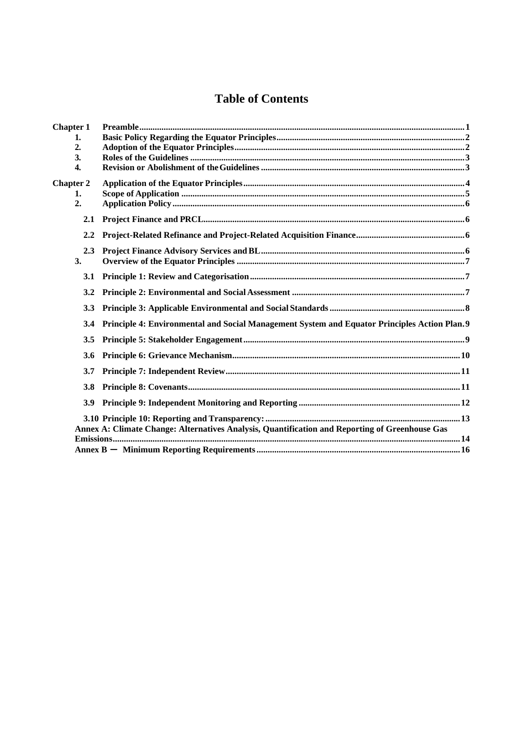# Table of Contents

**Chapter 1 Preamble** ... 1

1. **Basic Policy Regarding the Equator Principles** ... 2
2. **Adoption of the Equator Principles** ... 2
3. **Roles of the Guidelines** ... 3
4. **Revision or Abolishment of the Guidelines** ... 3

**Chapter 2 Application of the Equator Principles** ... 4

1. **Scope of Application** ... 5
2. **Application Policy** ... 6
   - **2.1 Project Finance and PRCL** ... 6
   - **2.2 Project-Related Refinance and Project-Related Acquisition Finance** ... 6
   - **2.3 Project Finance Advisory Services and BL** ... 6
3. **Overview of the Equator Principles** ... 7
   - **3.1 Principle 1: Review and Categorisation** ... 7
   - **3.2 Principle 2: Environmental and Social Assessment** ... 7
   - **3.3 Principle 3: Applicable Environmental and Social Standards** ... 8
   - **3.4 Principle 4: Environmental and Social Management System and Equator Principles Action Plan** ... 9
   - **3.5 Principle 5: Stakeholder Engagement** ... 9
   - **3.6 Principle 6: Grievance Mechanism** ... 10
   - **3.7 Principle 7: Independent Review** ... 11
   - **3.8 Principle 8: Covenants** ... 11
   - **3.9 Principle 9: Independent Monitoring and Reporting** ... 12
   - **3.10 Principle 10: Reporting and Transparency:** ... 13

**Annex A: Climate Change: Alternatives Analysis, Quantification and Reporting of Greenhouse Gas Emissions** ... 14

**Annex B ー Minimum Reporting Requirements** ... 16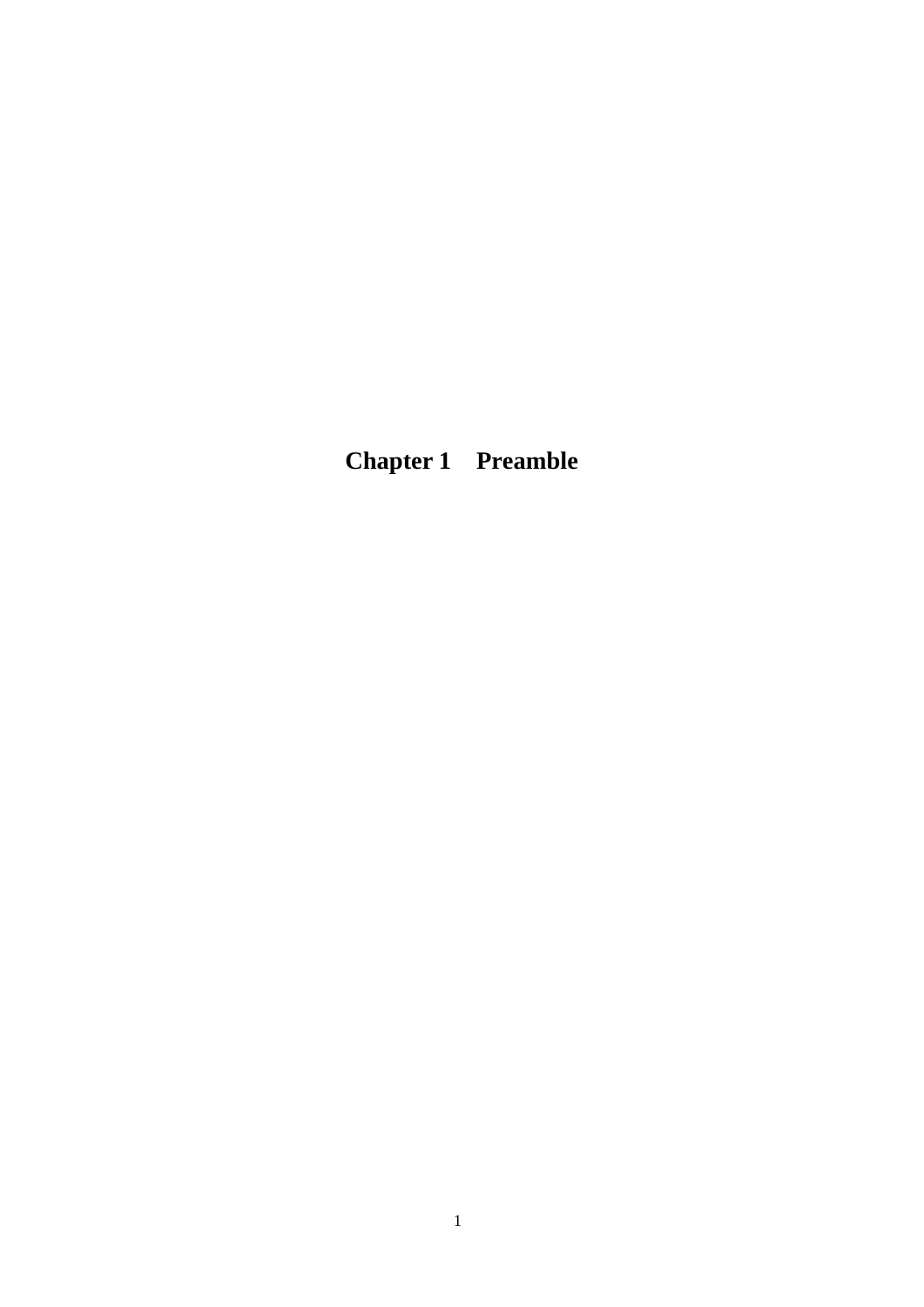# Chapter 1 Preamble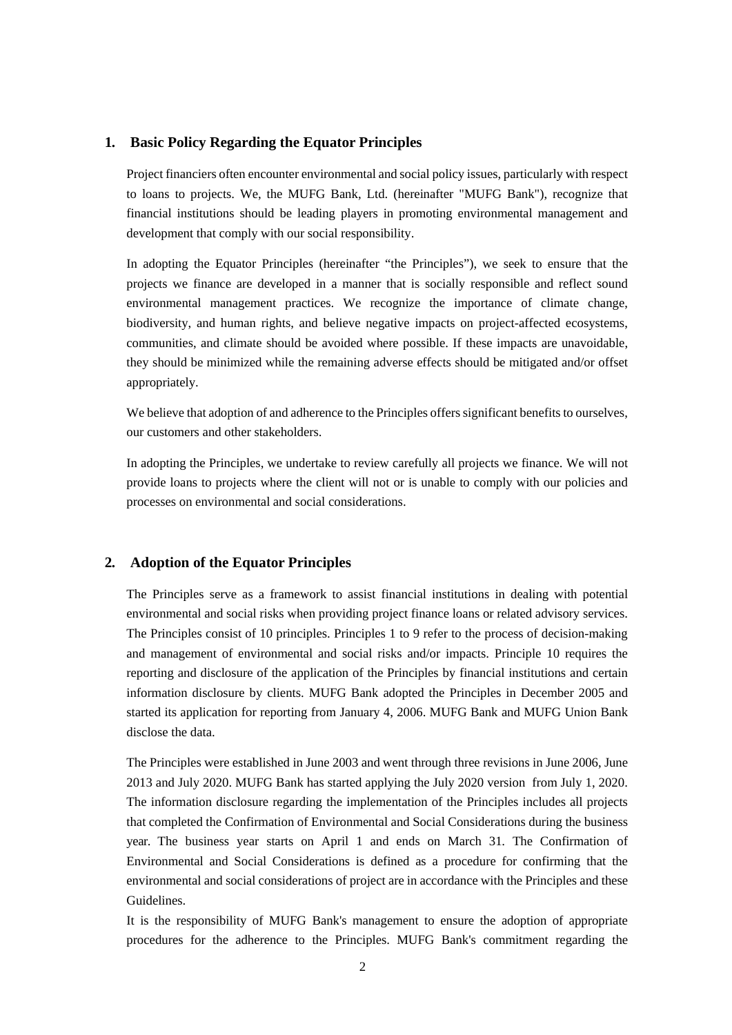## 1. Basic Policy Regarding the Equator Principles

Project financiers often encounter environmental and social policy issues, particularly with respect to loans to projects. We, the MUFG Bank, Ltd. (hereinafter "MUFG Bank"), recognize that financial institutions should be leading players in promoting environmental management and development that comply with our social responsibility.

In adopting the Equator Principles (hereinafter "the Principles"), we seek to ensure that the projects we finance are developed in a manner that is socially responsible and reflect sound environmental management practices. We recognize the importance of climate change, biodiversity, and human rights, and believe negative impacts on project-affected ecosystems, communities, and climate should be avoided where possible. If these impacts are unavoidable, they should be minimized while the remaining adverse effects should be mitigated and/or offset appropriately.

We believe that adoption of and adherence to the Principles offers significant benefits to ourselves, our customers and other stakeholders.

In adopting the Principles, we undertake to review carefully all projects we finance. We will not provide loans to projects where the client will not or is unable to comply with our policies and processes on environmental and social considerations.

## 2. Adoption of the Equator Principles

The Principles serve as a framework to assist financial institutions in dealing with potential environmental and social risks when providing project finance loans or related advisory services. The Principles consist of 10 principles. Principles 1 to 9 refer to the process of decision-making and management of environmental and social risks and/or impacts. Principle 10 requires the reporting and disclosure of the application of the Principles by financial institutions and certain information disclosure by clients. MUFG Bank adopted the Principles in December 2005 and started its application for reporting from January 4, 2006. MUFG Bank and MUFG Union Bank disclose the data.

The Principles were established in June 2003 and went through three revisions in June 2006, June 2013 and July 2020. MUFG Bank has started applying the July 2020 version from July 1, 2020. The information disclosure regarding the implementation of the Principles includes all projects that completed the Confirmation of Environmental and Social Considerations during the business year. The business year starts on April 1 and ends on March 31. The Confirmation of Environmental and Social Considerations is defined as a procedure for confirming that the environmental and social considerations of project are in accordance with the Principles and these Guidelines.

It is the responsibility of MUFG Bank's management to ensure the adoption of appropriate procedures for the adherence to the Principles. MUFG Bank's commitment regarding the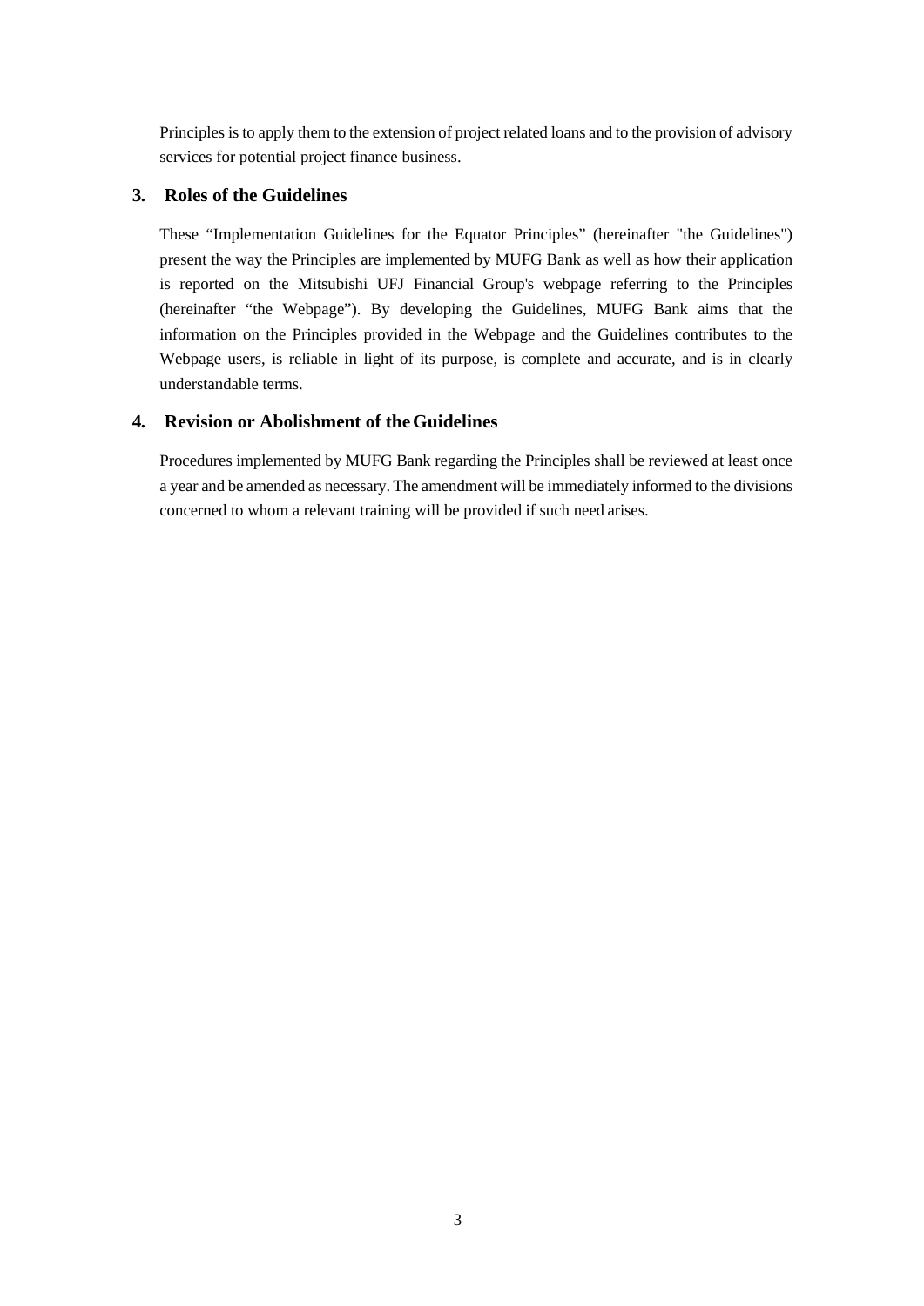Principles is to apply them to the extension of project related loans and to the provision of advisory services for potential project finance business.

## 3. Roles of the Guidelines

These "Implementation Guidelines for the Equator Principles" (hereinafter "the Guidelines") present the way the Principles are implemented by MUFG Bank as well as how their application is reported on the Mitsubishi UFJ Financial Group's webpage referring to the Principles (hereinafter "the Webpage"). By developing the Guidelines, MUFG Bank aims that the information on the Principles provided in the Webpage and the Guidelines contributes to the Webpage users, is reliable in light of its purpose, is complete and accurate, and is in clearly understandable terms.

## 4. Revision or Abolishment of the Guidelines

Procedures implemented by MUFG Bank regarding the Principles shall be reviewed at least once a year and be amended as necessary. The amendment will be immediately informed to the divisions concerned to whom a relevant training will be provided if such need arises.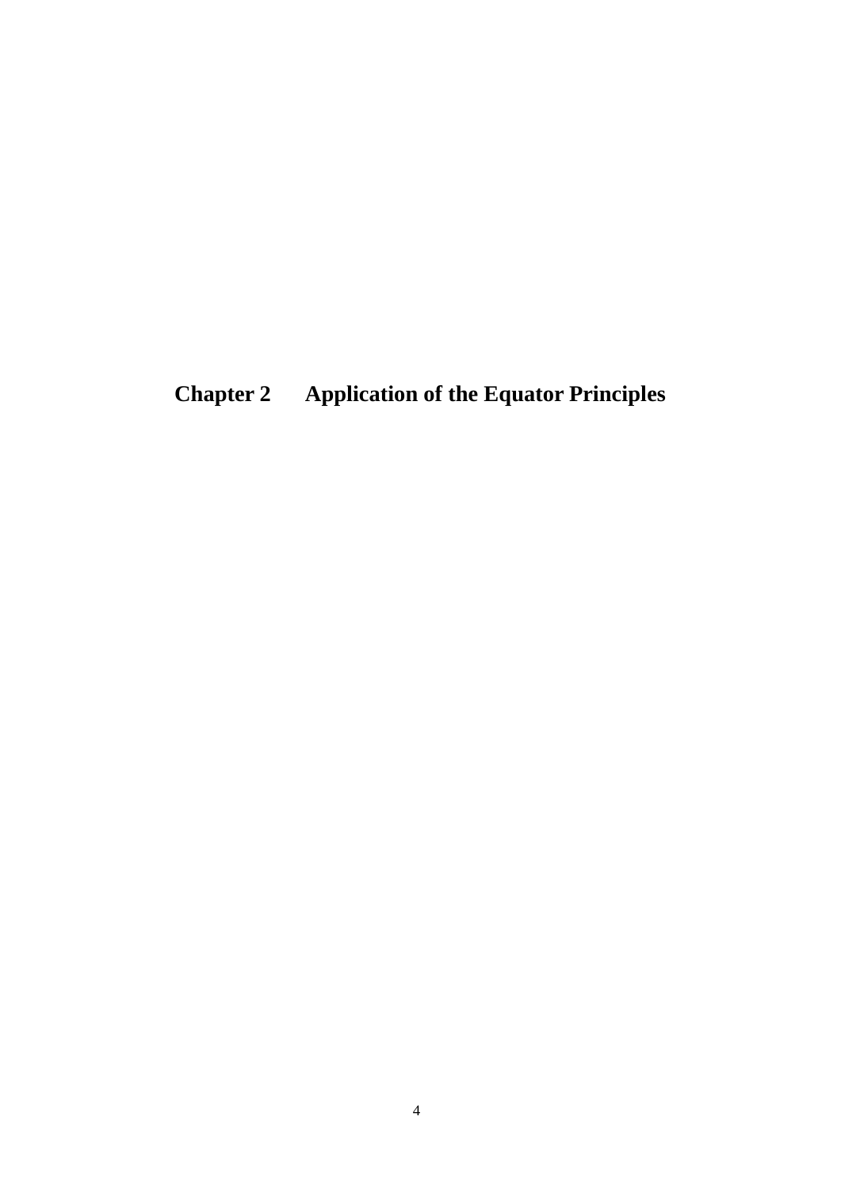# Chapter 2 Application of the Equator Principles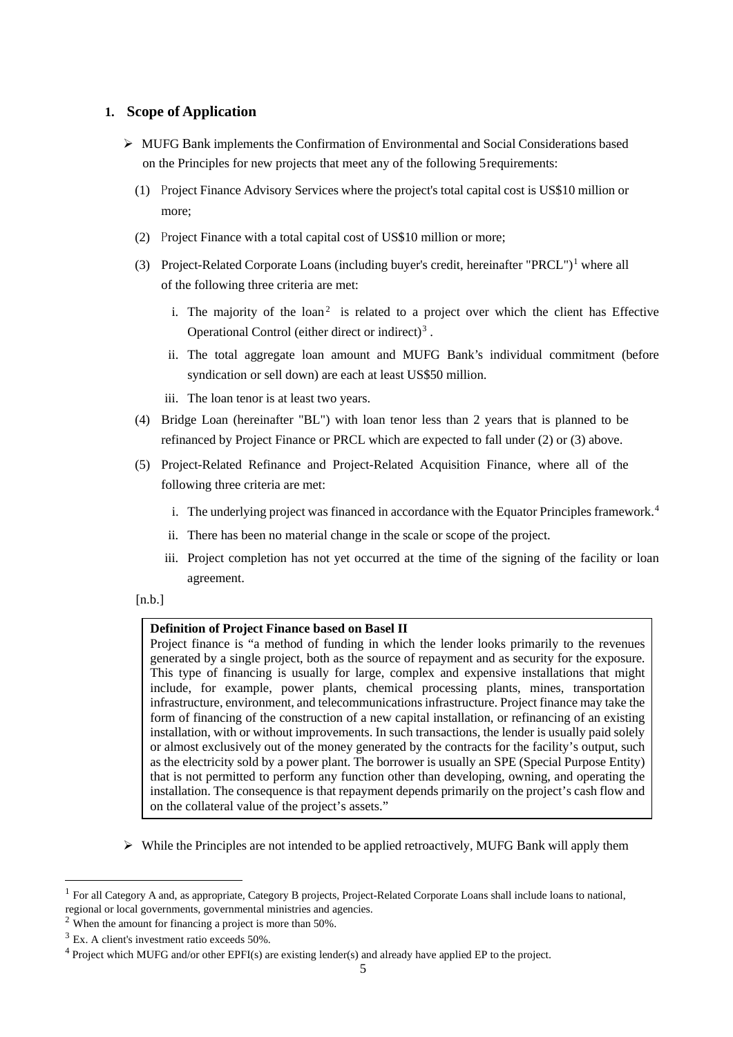## 1. Scope of Application

- MUFG Bank implements the Confirmation of Environmental and Social Considerations based on the Principles for new projects that meet any of the following 5 requirements:

  (1) Project Finance Advisory Services where the project's total capital cost is US$10 million or more;

  (2) Project Finance with a total capital cost of US$10 million or more;

  (3) Project-Related Corporate Loans (including buyer's credit, hereinafter "PRCL")[1] where all of the following three criteria are met:

     i. The majority of the loan[2] is related to a project over which the client has Effective Operational Control (either direct or indirect)[3] .

     ii. The total aggregate loan amount and MUFG Bank's individual commitment (before syndication or sell down) are each at least US$50 million.

     iii. The loan tenor is at least two years.

  (4) Bridge Loan (hereinafter "BL") with loan tenor less than 2 years that is planned to be refinanced by Project Finance or PRCL which are expected to fall under (2) or (3) above.

  (5) Project-Related Refinance and Project-Related Acquisition Finance, where all of the following three criteria are met:

     i. The underlying project was financed in accordance with the Equator Principles framework.[4]

     ii. There has been no material change in the scale or scope of the project.

     iii. Project completion has not yet occurred at the time of the signing of the facility or loan agreement.

  [n.b.]

  **Definition of Project Finance based on Basel II**
  Project finance is "a method of funding in which the lender looks primarily to the revenues generated by a single project, both as the source of repayment and as security for the exposure. This type of financing is usually for large, complex and expensive installations that might include, for example, power plants, chemical processing plants, mines, transportation infrastructure, environment, and telecommunications infrastructure. Project finance may take the form of financing of the construction of a new capital installation, or refinancing of an existing installation, with or without improvements. In such transactions, the lender is usually paid solely or almost exclusively out of the money generated by the contracts for the facility's output, such as the electricity sold by a power plant. The borrower is usually an SPE (Special Purpose Entity) that is not permitted to perform any function other than developing, owning, and operating the installation. The consequence is that repayment depends primarily on the project's cash flow and on the collateral value of the project's assets."

- While the Principles are not intended to be applied retroactively, MUFG Bank will apply them

---

[1] For all Category A and, as appropriate, Category B projects, Project-Related Corporate Loans shall include loans to national, regional or local governments, governmental ministries and agencies.

[2] When the amount for financing a project is more than 50%.

[3] Ex. A client's investment ratio exceeds 50%.

[4] Project which MUFG and/or other EPFI(s) are existing lender(s) and already have applied EP to the project.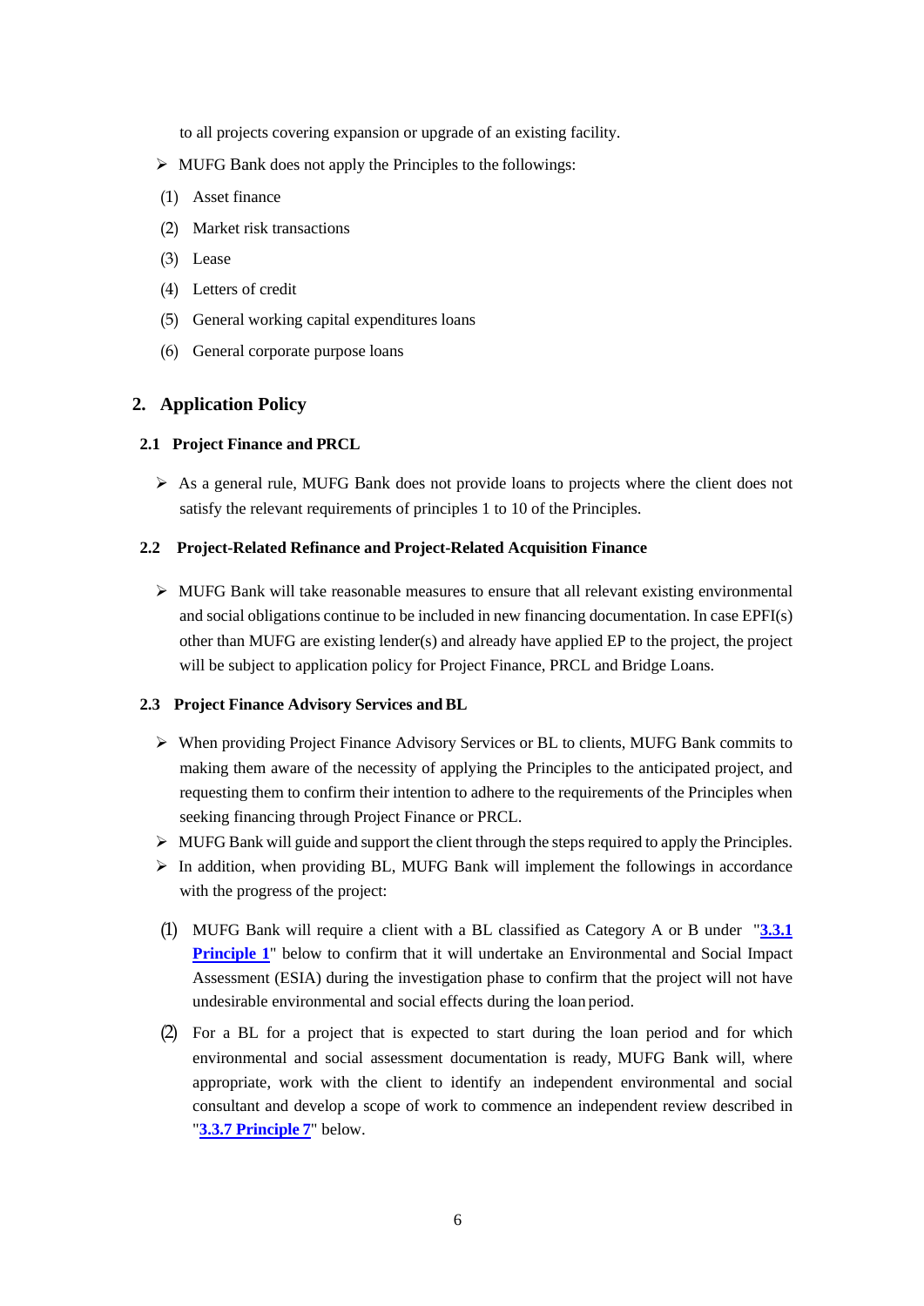to all projects covering expansion or upgrade of an existing facility.

- MUFG Bank does not apply the Principles to the followings:

(1) Asset finance

(2) Market risk transactions

(3) Lease

(4) Letters of credit

(5) General working capital expenditures loans

(6) General corporate purpose loans

## 2. Application Policy

### 2.1 Project Finance and PRCL

- As a general rule, MUFG Bank does not provide loans to projects where the client does not satisfy the relevant requirements of principles 1 to 10 of the Principles.

### 2.2 Project-Related Refinance and Project-Related Acquisition Finance

- MUFG Bank will take reasonable measures to ensure that all relevant existing environmental and social obligations continue to be included in new financing documentation. In case EPFI(s) other than MUFG are existing lender(s) and already have applied EP to the project, the project will be subject to application policy for Project Finance, PRCL and Bridge Loans.

### 2.3 Project Finance Advisory Services and BL

- When providing Project Finance Advisory Services or BL to clients, MUFG Bank commits to making them aware of the necessity of applying the Principles to the anticipated project, and requesting them to confirm their intention to adhere to the requirements of the Principles when seeking financing through Project Finance or PRCL.
- MUFG Bank will guide and support the client through the steps required to apply the Principles.
- In addition, when providing BL, MUFG Bank will implement the followings in accordance with the progress of the project:

(1) MUFG Bank will require a client with a BL classified as Category A or B under "**3.3.1 Principle 1**" below to confirm that it will undertake an Environmental and Social Impact Assessment (ESIA) during the investigation phase to confirm that the project will not have undesirable environmental and social effects during the loan period.

(2) For a BL for a project that is expected to start during the loan period and for which environmental and social assessment documentation is ready, MUFG Bank will, where appropriate, work with the client to identify an independent environmental and social consultant and develop a scope of work to commence an independent review described in "**3.3.7 Principle 7**" below.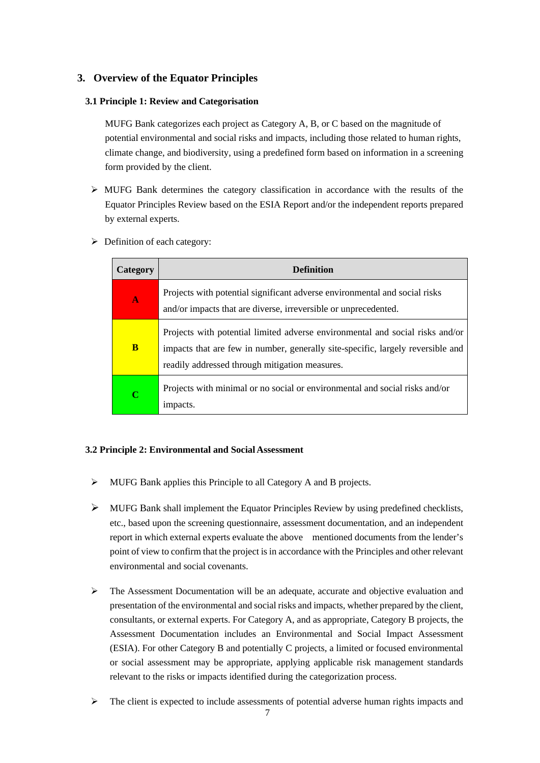## 3. Overview of the Equator Principles

### 3.1 Principle 1: Review and Categorisation

MUFG Bank categorizes each project as Category A, B, or C based on the magnitude of potential environmental and social risks and impacts, including those related to human rights, climate change, and biodiversity, using a predefined form based on information in a screening form provided by the client.

- MUFG Bank determines the category classification in accordance with the results of the Equator Principles Review based on the ESIA Report and/or the independent reports prepared by external experts.
- Definition of each category:

| Category | Definition |
|---|---|
| **A** | Projects with potential significant adverse environmental and social risks and/or impacts that are diverse, irreversible or unprecedented. |
| **B** | Projects with potential limited adverse environmental and social risks and/or impacts that are few in number, generally site-specific, largely reversible and readily addressed through mitigation measures. |
| **C** | Projects with minimal or no social or environmental and social risks and/or impacts. |

### 3.2 Principle 2: Environmental and Social Assessment

- MUFG Bank applies this Principle to all Category A and B projects.
- MUFG Bank shall implement the Equator Principles Review by using predefined checklists, etc., based upon the screening questionnaire, assessment documentation, and an independent report in which external experts evaluate the above mentioned documents from the lender's point of view to confirm that the project is in accordance with the Principles and other relevant environmental and social covenants.
- The Assessment Documentation will be an adequate, accurate and objective evaluation and presentation of the environmental and social risks and impacts, whether prepared by the client, consultants, or external experts. For Category A, and as appropriate, Category B projects, the Assessment Documentation includes an Environmental and Social Impact Assessment (ESIA). For other Category B and potentially C projects, a limited or focused environmental or social assessment may be appropriate, applying applicable risk management standards relevant to the risks or impacts identified during the categorization process.
- The client is expected to include assessments of potential adverse human rights impacts and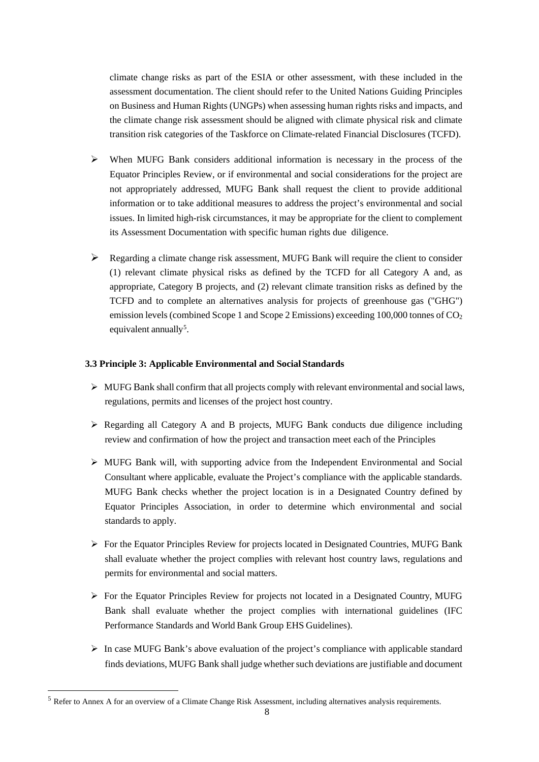climate change risks as part of the ESIA or other assessment, with these included in the assessment documentation. The client should refer to the United Nations Guiding Principles on Business and Human Rights (UNGPs) when assessing human rights risks and impacts, and the climate change risk assessment should be aligned with climate physical risk and climate transition risk categories of the Taskforce on Climate-related Financial Disclosures (TCFD).

- When MUFG Bank considers additional information is necessary in the process of the Equator Principles Review, or if environmental and social considerations for the project are not appropriately addressed, MUFG Bank shall request the client to provide additional information or to take additional measures to address the project's environmental and social issues. In limited high-risk circumstances, it may be appropriate for the client to complement its Assessment Documentation with specific human rights due diligence.
- Regarding a climate change risk assessment, MUFG Bank will require the client to consider (1) relevant climate physical risks as defined by the TCFD for all Category A and, as appropriate, Category B projects, and (2) relevant climate transition risks as defined by the TCFD and to complete an alternatives analysis for projects of greenhouse gas ("GHG") emission levels (combined Scope 1 and Scope 2 Emissions) exceeding 100,000 tonnes of $CO_2$ equivalent annually[5].

### 3.3 Principle 3: Applicable Environmental and Social Standards

- MUFG Bank shall confirm that all projects comply with relevant environmental and social laws, regulations, permits and licenses of the project host country.
- Regarding all Category A and B projects, MUFG Bank conducts due diligence including review and confirmation of how the project and transaction meet each of the Principles
- MUFG Bank will, with supporting advice from the Independent Environmental and Social Consultant where applicable, evaluate the Project's compliance with the applicable standards. MUFG Bank checks whether the project location is in a Designated Country defined by Equator Principles Association, in order to determine which environmental and social standards to apply.
- For the Equator Principles Review for projects located in Designated Countries, MUFG Bank shall evaluate whether the project complies with relevant host country laws, regulations and permits for environmental and social matters.
- For the Equator Principles Review for projects not located in a Designated Country, MUFG Bank shall evaluate whether the project complies with international guidelines (IFC Performance Standards and World Bank Group EHS Guidelines).
- In case MUFG Bank's above evaluation of the project's compliance with applicable standard finds deviations, MUFG Bank shall judge whether such deviations are justifiable and document

[5] Refer to Annex A for an overview of a Climate Change Risk Assessment, including alternatives analysis requirements.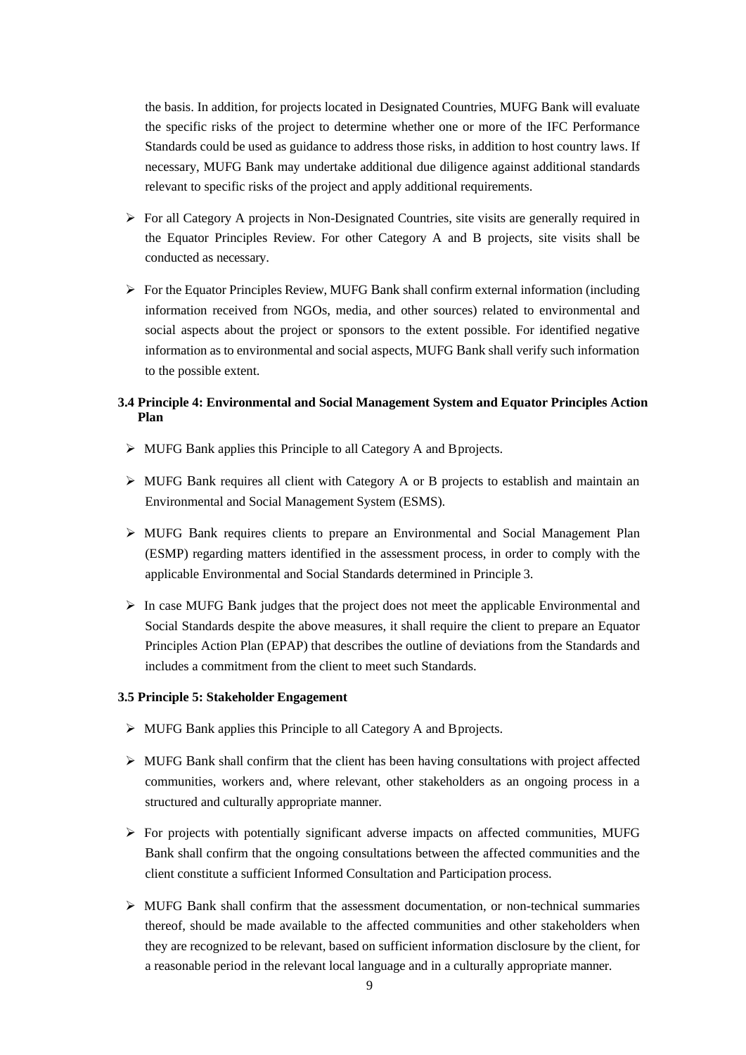the basis. In addition, for projects located in Designated Countries, MUFG Bank will evaluate the specific risks of the project to determine whether one or more of the IFC Performance Standards could be used as guidance to address those risks, in addition to host country laws. If necessary, MUFG Bank may undertake additional due diligence against additional standards relevant to specific risks of the project and apply additional requirements.

- For all Category A projects in Non-Designated Countries, site visits are generally required in the Equator Principles Review. For other Category A and B projects, site visits shall be conducted as necessary.
- For the Equator Principles Review, MUFG Bank shall confirm external information (including information received from NGOs, media, and other sources) related to environmental and social aspects about the project or sponsors to the extent possible. For identified negative information as to environmental and social aspects, MUFG Bank shall verify such information to the possible extent.

### 3.4 Principle 4: Environmental and Social Management System and Equator Principles Action Plan

- MUFG Bank applies this Principle to all Category A and B projects.
- MUFG Bank requires all client with Category A or B projects to establish and maintain an Environmental and Social Management System (ESMS).
- MUFG Bank requires clients to prepare an Environmental and Social Management Plan (ESMP) regarding matters identified in the assessment process, in order to comply with the applicable Environmental and Social Standards determined in Principle 3.
- In case MUFG Bank judges that the project does not meet the applicable Environmental and Social Standards despite the above measures, it shall require the client to prepare an Equator Principles Action Plan (EPAP) that describes the outline of deviations from the Standards and includes a commitment from the client to meet such Standards.

### 3.5 Principle 5: Stakeholder Engagement

- MUFG Bank applies this Principle to all Category A and B projects.
- MUFG Bank shall confirm that the client has been having consultations with project affected communities, workers and, where relevant, other stakeholders as an ongoing process in a structured and culturally appropriate manner.
- For projects with potentially significant adverse impacts on affected communities, MUFG Bank shall confirm that the ongoing consultations between the affected communities and the client constitute a sufficient Informed Consultation and Participation process.
- MUFG Bank shall confirm that the assessment documentation, or non-technical summaries thereof, should be made available to the affected communities and other stakeholders when they are recognized to be relevant, based on sufficient information disclosure by the client, for a reasonable period in the relevant local language and in a culturally appropriate manner.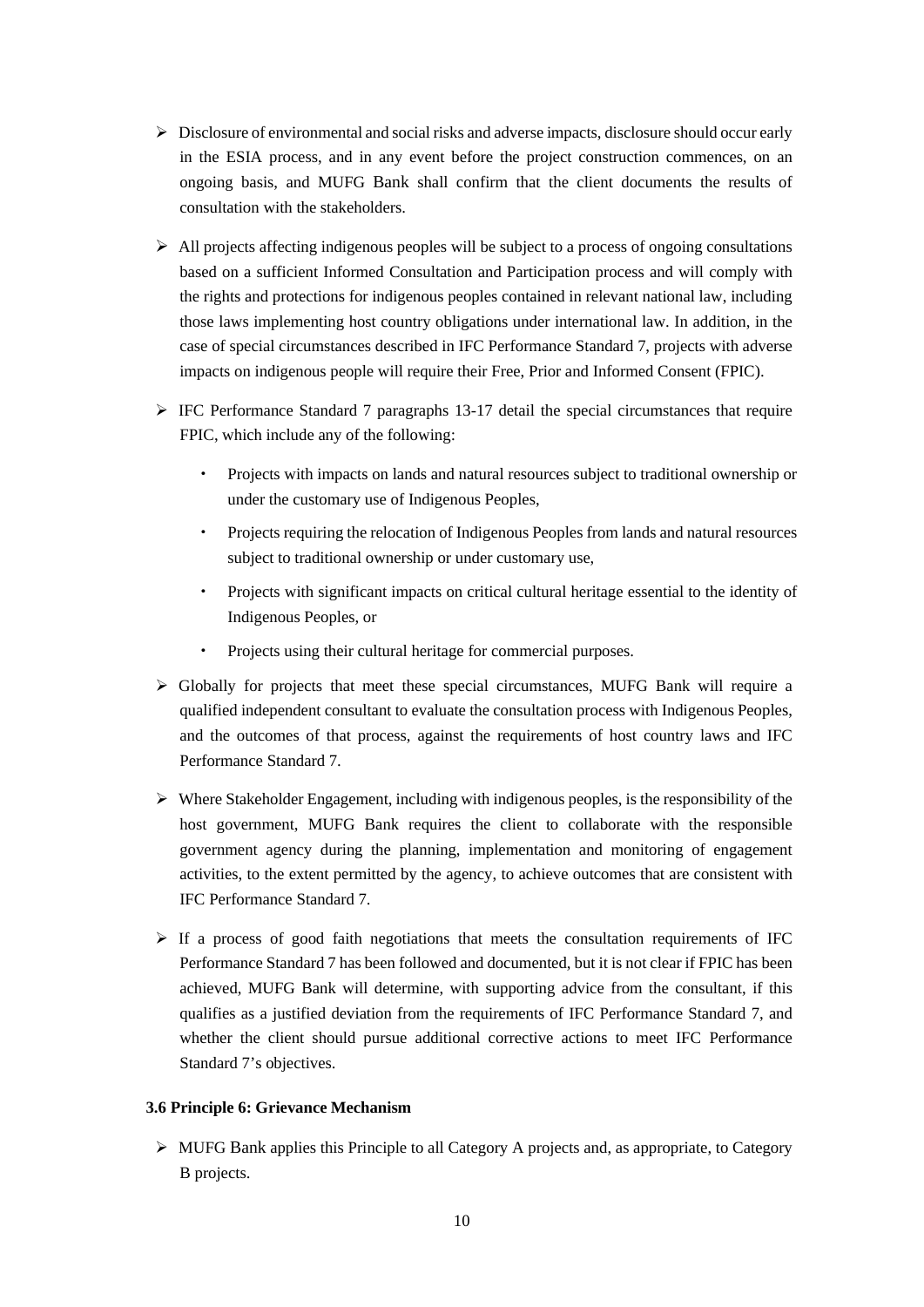- Disclosure of environmental and social risks and adverse impacts, disclosure should occur early in the ESIA process, and in any event before the project construction commences, on an ongoing basis, and MUFG Bank shall confirm that the client documents the results of consultation with the stakeholders.

- All projects affecting indigenous peoples will be subject to a process of ongoing consultations based on a sufficient Informed Consultation and Participation process and will comply with the rights and protections for indigenous peoples contained in relevant national law, including those laws implementing host country obligations under international law. In addition, in the case of special circumstances described in IFC Performance Standard 7, projects with adverse impacts on indigenous people will require their Free, Prior and Informed Consent (FPIC).

- IFC Performance Standard 7 paragraphs 13-17 detail the special circumstances that require FPIC, which include any of the following:

  - Projects with impacts on lands and natural resources subject to traditional ownership or under the customary use of Indigenous Peoples,
  - Projects requiring the relocation of Indigenous Peoples from lands and natural resources subject to traditional ownership or under customary use,
  - Projects with significant impacts on critical cultural heritage essential to the identity of Indigenous Peoples, or
  - Projects using their cultural heritage for commercial purposes.

- Globally for projects that meet these special circumstances, MUFG Bank will require a qualified independent consultant to evaluate the consultation process with Indigenous Peoples, and the outcomes of that process, against the requirements of host country laws and IFC Performance Standard 7.

- Where Stakeholder Engagement, including with indigenous peoples, is the responsibility of the host government, MUFG Bank requires the client to collaborate with the responsible government agency during the planning, implementation and monitoring of engagement activities, to the extent permitted by the agency, to achieve outcomes that are consistent with IFC Performance Standard 7.

- If a process of good faith negotiations that meets the consultation requirements of IFC Performance Standard 7 has been followed and documented, but it is not clear if FPIC has been achieved, MUFG Bank will determine, with supporting advice from the consultant, if this qualifies as a justified deviation from the requirements of IFC Performance Standard 7, and whether the client should pursue additional corrective actions to meet IFC Performance Standard 7's objectives.

### 3.6 Principle 6: Grievance Mechanism

- MUFG Bank applies this Principle to all Category A projects and, as appropriate, to Category B projects.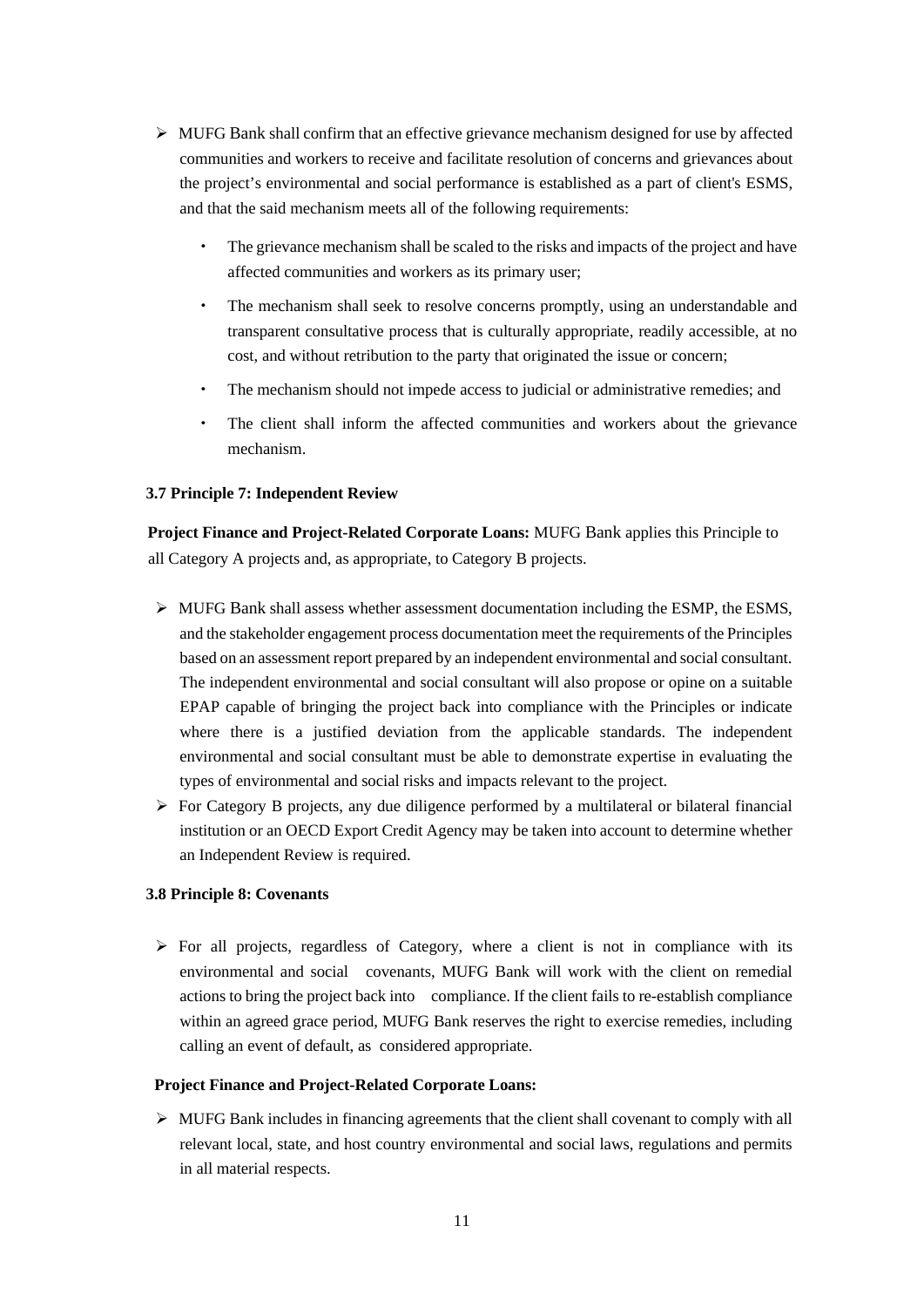- MUFG Bank shall confirm that an effective grievance mechanism designed for use by affected communities and workers to receive and facilitate resolution of concerns and grievances about the project's environmental and social performance is established as a part of client's ESMS, and that the said mechanism meets all of the following requirements:
  - The grievance mechanism shall be scaled to the risks and impacts of the project and have affected communities and workers as its primary user;
  - The mechanism shall seek to resolve concerns promptly, using an understandable and transparent consultative process that is culturally appropriate, readily accessible, at no cost, and without retribution to the party that originated the issue or concern;
  - The mechanism should not impede access to judicial or administrative remedies; and
  - The client shall inform the affected communities and workers about the grievance mechanism.

### 3.7 Principle 7: Independent Review

**Project Finance and Project-Related Corporate Loans:** MUFG Bank applies this Principle to all Category A projects and, as appropriate, to Category B projects.

- MUFG Bank shall assess whether assessment documentation including the ESMP, the ESMS, and the stakeholder engagement process documentation meet the requirements of the Principles based on an assessment report prepared by an independent environmental and social consultant. The independent environmental and social consultant will also propose or opine on a suitable EPAP capable of bringing the project back into compliance with the Principles or indicate where there is a justified deviation from the applicable standards. The independent environmental and social consultant must be able to demonstrate expertise in evaluating the types of environmental and social risks and impacts relevant to the project.
- For Category B projects, any due diligence performed by a multilateral or bilateral financial institution or an OECD Export Credit Agency may be taken into account to determine whether an Independent Review is required.

### 3.8 Principle 8: Covenants

- For all projects, regardless of Category, where a client is not in compliance with its environmental and social covenants, MUFG Bank will work with the client on remedial actions to bring the project back into compliance. If the client fails to re-establish compliance within an agreed grace period, MUFG Bank reserves the right to exercise remedies, including calling an event of default, as considered appropriate.

**Project Finance and Project-Related Corporate Loans:**

- MUFG Bank includes in financing agreements that the client shall covenant to comply with all relevant local, state, and host country environmental and social laws, regulations and permits in all material respects.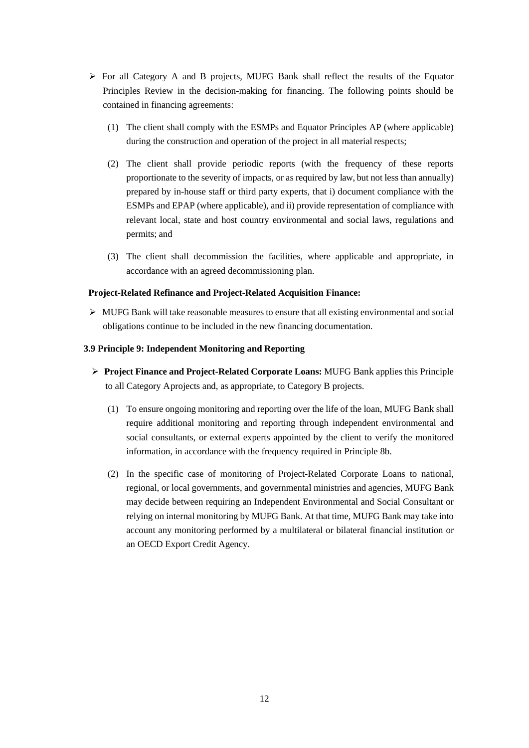- For all Category A and B projects, MUFG Bank shall reflect the results of the Equator Principles Review in the decision-making for financing. The following points should be contained in financing agreements:

  (1) The client shall comply with the ESMPs and Equator Principles AP (where applicable) during the construction and operation of the project in all material respects;

  (2) The client shall provide periodic reports (with the frequency of these reports proportionate to the severity of impacts, or as required by law, but not less than annually) prepared by in-house staff or third party experts, that i) document compliance with the ESMPs and EPAP (where applicable), and ii) provide representation of compliance with relevant local, state and host country environmental and social laws, regulations and permits; and

  (3) The client shall decommission the facilities, where applicable and appropriate, in accordance with an agreed decommissioning plan.

**Project-Related Refinance and Project-Related Acquisition Finance:**

- MUFG Bank will take reasonable measures to ensure that all existing environmental and social obligations continue to be included in the new financing documentation.

### 3.9 Principle 9: Independent Monitoring and Reporting

- **Project Finance and Project-Related Corporate Loans:** MUFG Bank applies this Principle to all Category A projects and, as appropriate, to Category B projects.

  (1) To ensure ongoing monitoring and reporting over the life of the loan, MUFG Bank shall require additional monitoring and reporting through independent environmental and social consultants, or external experts appointed by the client to verify the monitored information, in accordance with the frequency required in Principle 8b.

  (2) In the specific case of monitoring of Project-Related Corporate Loans to national, regional, or local governments, and governmental ministries and agencies, MUFG Bank may decide between requiring an Independent Environmental and Social Consultant or relying on internal monitoring by MUFG Bank. At that time, MUFG Bank may take into account any monitoring performed by a multilateral or bilateral financial institution or an OECD Export Credit Agency.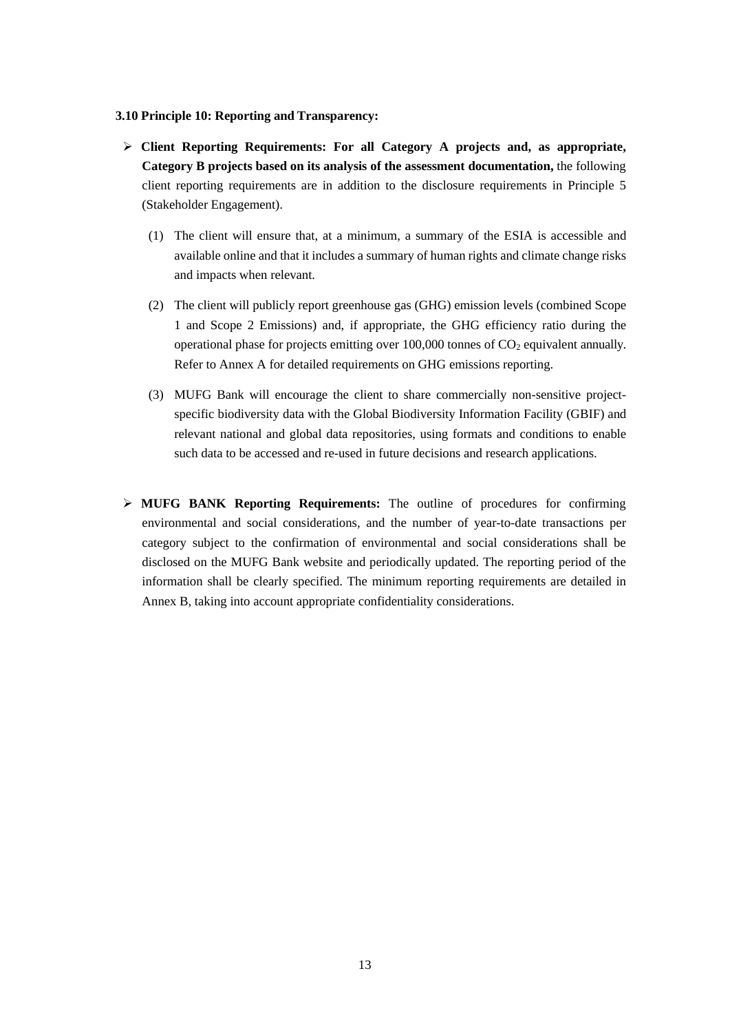### 3.10 Principle 10: Reporting and Transparency:

- **Client Reporting Requirements: For all Category A projects and, as appropriate, Category B projects based on its analysis of the assessment documentation,** the following client reporting requirements are in addition to the disclosure requirements in Principle 5 (Stakeholder Engagement).

  (1) The client will ensure that, at a minimum, a summary of the ESIA is accessible and available online and that it includes a summary of human rights and climate change risks and impacts when relevant.

  (2) The client will publicly report greenhouse gas (GHG) emission levels (combined Scope 1 and Scope 2 Emissions) and, if appropriate, the GHG efficiency ratio during the operational phase for projects emitting over 100,000 tonnes of $CO_2$ equivalent annually. Refer to Annex A for detailed requirements on GHG emissions reporting.

  (3) MUFG Bank will encourage the client to share commercially non-sensitive project-specific biodiversity data with the Global Biodiversity Information Facility (GBIF) and relevant national and global data repositories, using formats and conditions to enable such data to be accessed and re-used in future decisions and research applications.

- **MUFG BANK Reporting Requirements:** The outline of procedures for confirming environmental and social considerations, and the number of year-to-date transactions per category subject to the confirmation of environmental and social considerations shall be disclosed on the MUFG Bank website and periodically updated. The reporting period of the information shall be clearly specified. The minimum reporting requirements are detailed in Annex B, taking into account appropriate confidentiality considerations.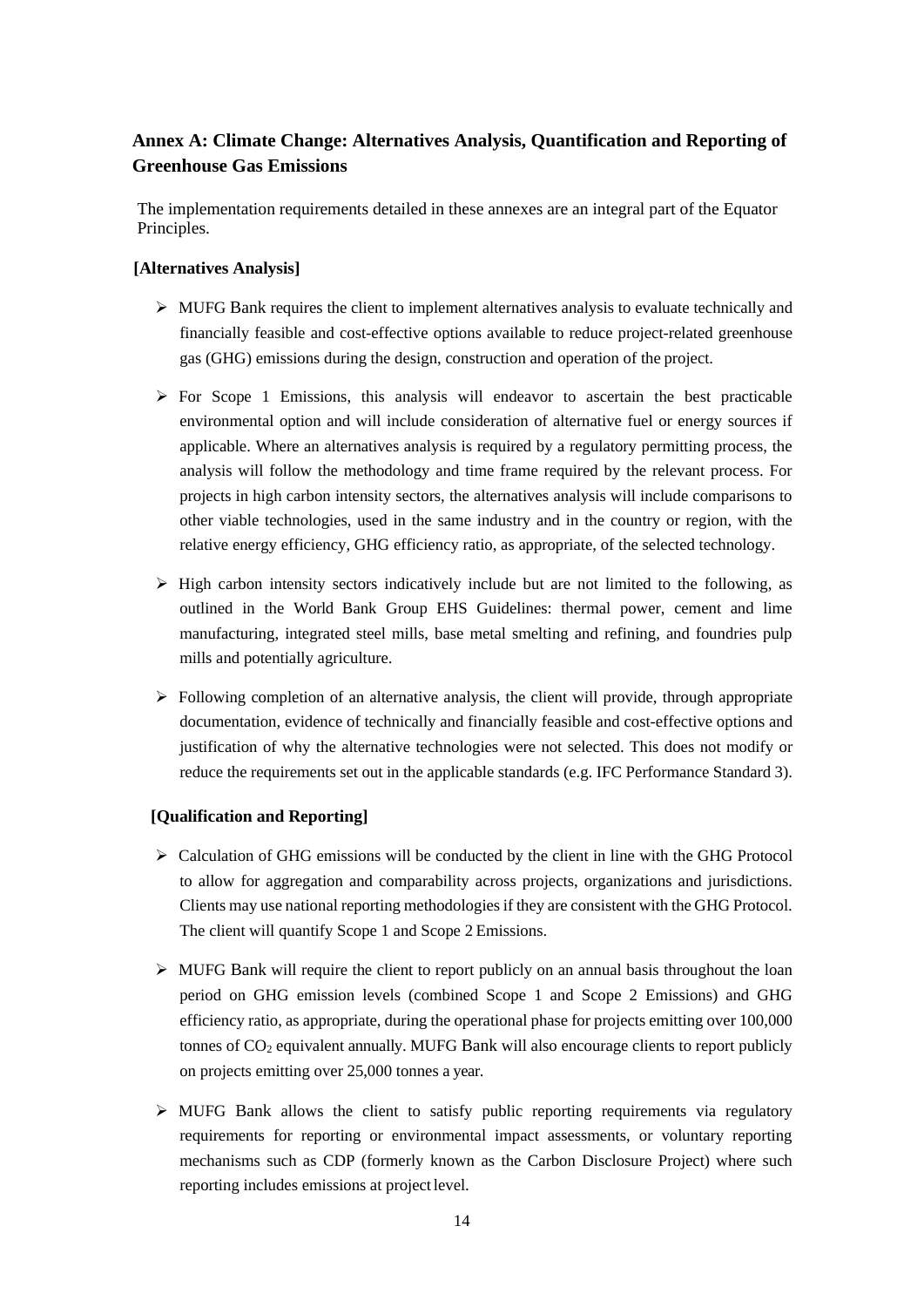## Annex A: Climate Change: Alternatives Analysis, Quantification and Reporting of Greenhouse Gas Emissions

The implementation requirements detailed in these annexes are an integral part of the Equator Principles.

**[Alternatives Analysis]**

- MUFG Bank requires the client to implement alternatives analysis to evaluate technically and financially feasible and cost-effective options available to reduce project-related greenhouse gas (GHG) emissions during the design, construction and operation of the project.
- For Scope 1 Emissions, this analysis will endeavor to ascertain the best practicable environmental option and will include consideration of alternative fuel or energy sources if applicable. Where an alternatives analysis is required by a regulatory permitting process, the analysis will follow the methodology and time frame required by the relevant process. For projects in high carbon intensity sectors, the alternatives analysis will include comparisons to other viable technologies, used in the same industry and in the country or region, with the relative energy efficiency, GHG efficiency ratio, as appropriate, of the selected technology.
- High carbon intensity sectors indicatively include but are not limited to the following, as outlined in the World Bank Group EHS Guidelines: thermal power, cement and lime manufacturing, integrated steel mills, base metal smelting and refining, and foundries pulp mills and potentially agriculture.
- Following completion of an alternative analysis, the client will provide, through appropriate documentation, evidence of technically and financially feasible and cost-effective options and justification of why the alternative technologies were not selected. This does not modify or reduce the requirements set out in the applicable standards (e.g. IFC Performance Standard 3).

**[Qualification and Reporting]**

- Calculation of GHG emissions will be conducted by the client in line with the GHG Protocol to allow for aggregation and comparability across projects, organizations and jurisdictions. Clients may use national reporting methodologies if they are consistent with the GHG Protocol. The client will quantify Scope 1 and Scope 2 Emissions.
- MUFG Bank will require the client to report publicly on an annual basis throughout the loan period on GHG emission levels (combined Scope 1 and Scope 2 Emissions) and GHG efficiency ratio, as appropriate, during the operational phase for projects emitting over 100,000 tonnes of $CO_2$ equivalent annually. MUFG Bank will also encourage clients to report publicly on projects emitting over 25,000 tonnes a year.
- MUFG Bank allows the client to satisfy public reporting requirements via regulatory requirements for reporting or environmental impact assessments, or voluntary reporting mechanisms such as CDP (formerly known as the Carbon Disclosure Project) where such reporting includes emissions at project level.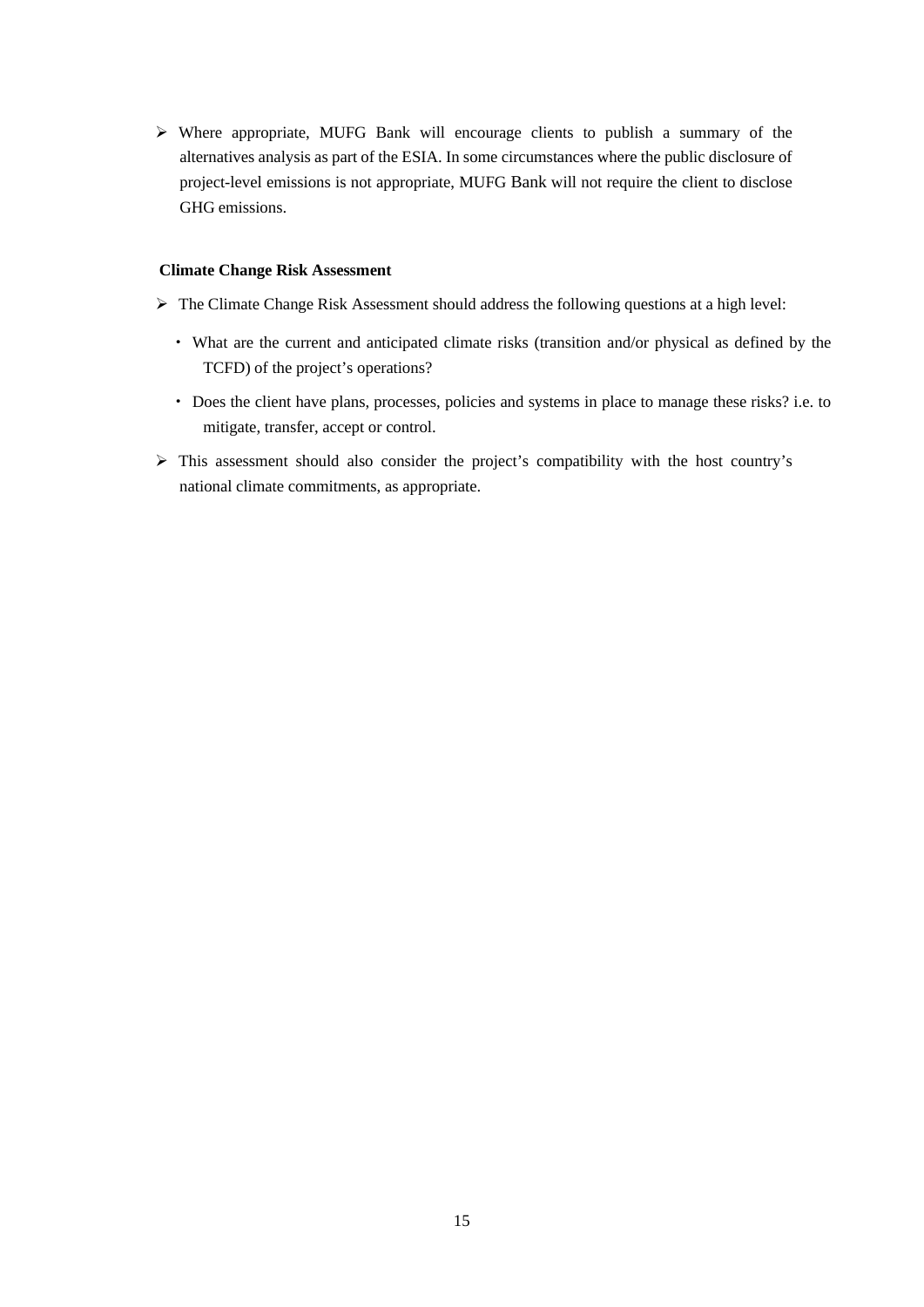- Where appropriate, MUFG Bank will encourage clients to publish a summary of the alternatives analysis as part of the ESIA. In some circumstances where the public disclosure of project-level emissions is not appropriate, MUFG Bank will not require the client to disclose GHG emissions.

**Climate Change Risk Assessment**

- The Climate Change Risk Assessment should address the following questions at a high level:
  - What are the current and anticipated climate risks (transition and/or physical as defined by the TCFD) of the project's operations?
  - Does the client have plans, processes, policies and systems in place to manage these risks? i.e. to mitigate, transfer, accept or control.
- This assessment should also consider the project's compatibility with the host country's national climate commitments, as appropriate.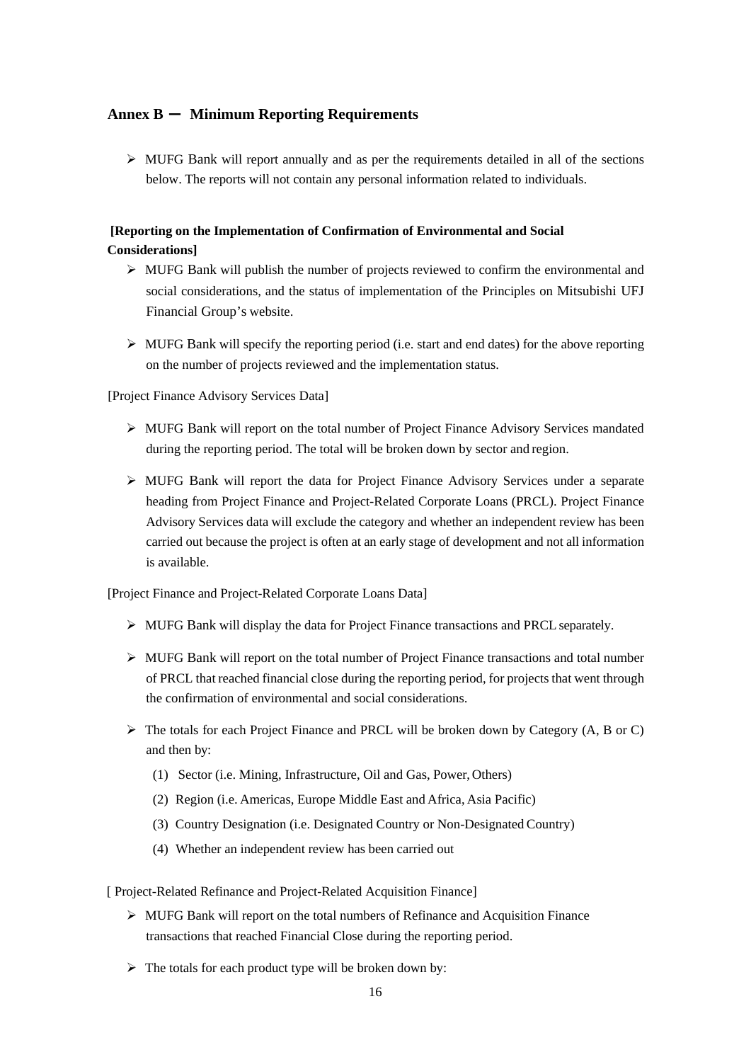## Annex B － Minimum Reporting Requirements

- MUFG Bank will report annually and as per the requirements detailed in all of the sections below. The reports will not contain any personal information related to individuals.

**[Reporting on the Implementation of Confirmation of Environmental and Social Considerations]**

- MUFG Bank will publish the number of projects reviewed to confirm the environmental and social considerations, and the status of implementation of the Principles on Mitsubishi UFJ Financial Group's website.
- MUFG Bank will specify the reporting period (i.e. start and end dates) for the above reporting on the number of projects reviewed and the implementation status.

[Project Finance Advisory Services Data]

- MUFG Bank will report on the total number of Project Finance Advisory Services mandated during the reporting period. The total will be broken down by sector and region.
- MUFG Bank will report the data for Project Finance Advisory Services under a separate heading from Project Finance and Project-Related Corporate Loans (PRCL). Project Finance Advisory Services data will exclude the category and whether an independent review has been carried out because the project is often at an early stage of development and not all information is available.

[Project Finance and Project-Related Corporate Loans Data]

- MUFG Bank will display the data for Project Finance transactions and PRCL separately.
- MUFG Bank will report on the total number of Project Finance transactions and total number of PRCL that reached financial close during the reporting period, for projects that went through the confirmation of environmental and social considerations.
- The totals for each Project Finance and PRCL will be broken down by Category (A, B or C) and then by:
  1. Sector (i.e. Mining, Infrastructure, Oil and Gas, Power, Others)
  2. Region (i.e. Americas, Europe Middle East and Africa, Asia Pacific)
  3. Country Designation (i.e. Designated Country or Non-Designated Country)
  4. Whether an independent review has been carried out

[ Project-Related Refinance and Project-Related Acquisition Finance]

- MUFG Bank will report on the total numbers of Refinance and Acquisition Finance transactions that reached Financial Close during the reporting period.
- The totals for each product type will be broken down by: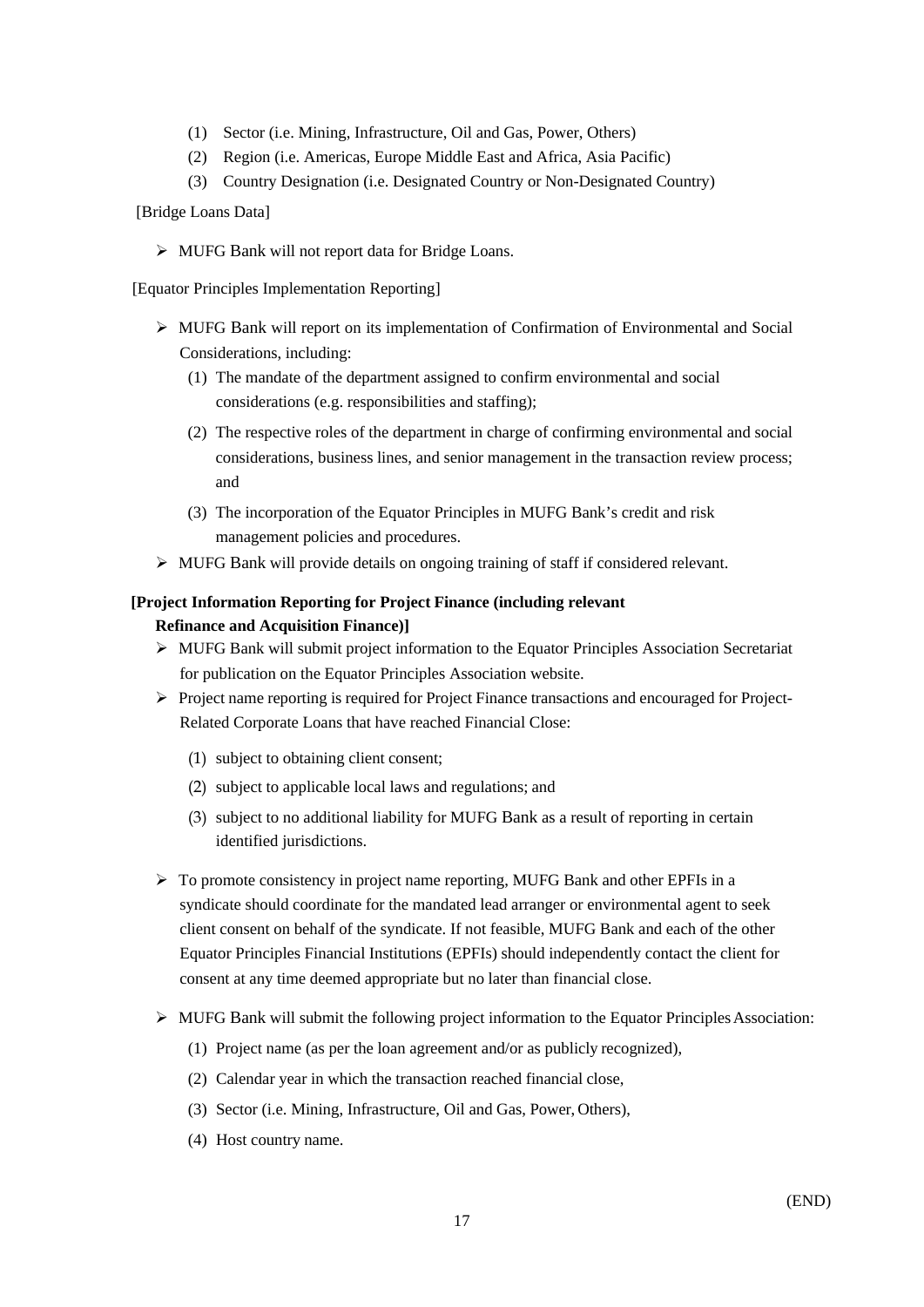(1) Sector (i.e. Mining, Infrastructure, Oil and Gas, Power, Others)
(2) Region (i.e. Americas, Europe Middle East and Africa, Asia Pacific)
(3) Country Designation (i.e. Designated Country or Non-Designated Country)

[Bridge Loans Data]

- MUFG Bank will not report data for Bridge Loans.

[Equator Principles Implementation Reporting]

- MUFG Bank will report on its implementation of Confirmation of Environmental and Social Considerations, including:
  (1) The mandate of the department assigned to confirm environmental and social considerations (e.g. responsibilities and staffing);
  (2) The respective roles of the department in charge of confirming environmental and social considerations, business lines, and senior management in the transaction review process; and
  (3) The incorporation of the Equator Principles in MUFG Bank's credit and risk management policies and procedures.
- MUFG Bank will provide details on ongoing training of staff if considered relevant.

**[Project Information Reporting for Project Finance (including relevant Refinance and Acquisition Finance)]**

- MUFG Bank will submit project information to the Equator Principles Association Secretariat for publication on the Equator Principles Association website.
- Project name reporting is required for Project Finance transactions and encouraged for Project-Related Corporate Loans that have reached Financial Close:
  (1) subject to obtaining client consent;
  (2) subject to applicable local laws and regulations; and
  (3) subject to no additional liability for MUFG Bank as a result of reporting in certain identified jurisdictions.
- To promote consistency in project name reporting, MUFG Bank and other EPFIs in a syndicate should coordinate for the mandated lead arranger or environmental agent to seek client consent on behalf of the syndicate. If not feasible, MUFG Bank and each of the other Equator Principles Financial Institutions (EPFIs) should independently contact the client for consent at any time deemed appropriate but no later than financial close.
- MUFG Bank will submit the following project information to the Equator Principles Association:
  (1) Project name (as per the loan agreement and/or as publicly recognized),
  (2) Calendar year in which the transaction reached financial close,
  (3) Sector (i.e. Mining, Infrastructure, Oil and Gas, Power, Others),
  (4) Host country name.

(END)